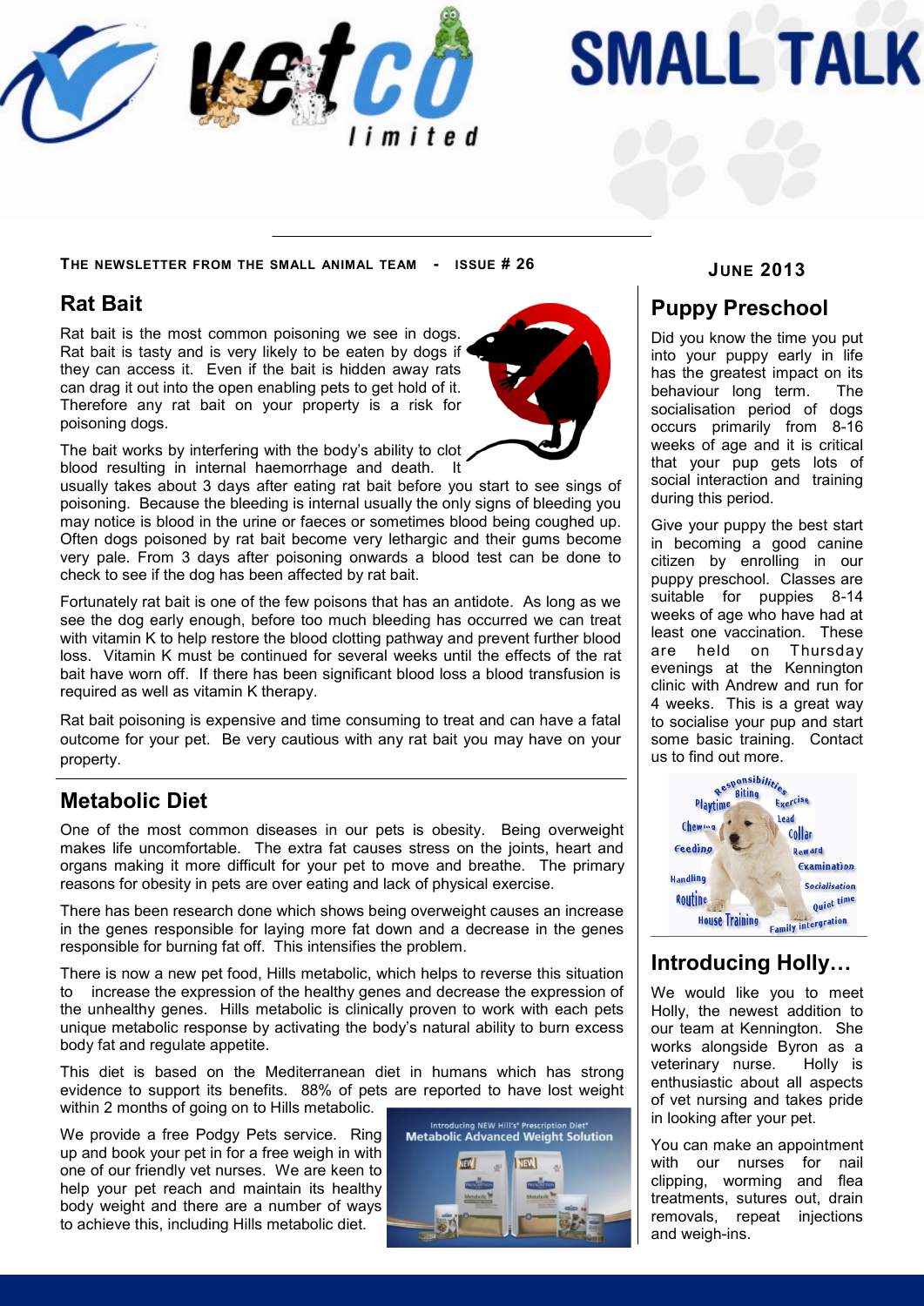# SMALL TALK

**The newsletter from the small animal team - Issue # 26**

**June 2013**

## Rat Bait

Rat bait is the most common poisoning we see in dogs. Rat bait is tasty and is very likely to be eaten by dogs if they can access it. Even if the bait is hidden away rats can drag it out into the open enabling pets to get hold of it. Therefore any rat bait on your property is a risk for poisoning dogs.

The bait works by interfering with the body's ability to clot blood resulting in internal haemorrhage and death. It usually takes about 3 days after eating rat bait before you start to see sings of poisoning. Because the bleeding is internal usually the only signs of bleeding you may notice is blood in the urine or faeces or sometimes blood being coughed up. Often dogs poisoned by rat bait become very lethargic and their gums become very pale. From 3 days after poisoning onwards a blood test can be done to check to see if the dog has been affected by rat bait.

Fortunately rat bait is one of the few poisons that has an antidote. As long as we see the dog early enough, before too much bleeding has occurred we can treat with vitamin K to help restore the blood clotting pathway and prevent further blood loss. Vitamin K must be continued for several weeks until the effects of the rat bait have worn off. If there has been significant blood loss a blood transfusion is required as well as vitamin K therapy.

Rat bait poisoning is expensive and time consuming to treat and can have a fatal outcome for your pet. Be very cautious with any rat bait you may have on your property.

## Metabolic Diet

One of the most common diseases in our pets is obesity. Being overweight makes life uncomfortable. The extra fat causes stress on the joints, heart and organs making it more difficult for your pet to move and breathe. The primary reasons for obesity in pets are over eating and lack of physical exercise.

There has been research done which shows being overweight causes an increase in the genes responsible for laying more fat down and a decrease in the genes responsible for burning fat off. This intensifies the problem.

There is now a new pet food, Hills metabolic, which helps to reverse this situation to increase the expression of the healthy genes and decrease the expression of the unhealthy genes. Hills metabolic is clinically proven to work with each pets unique metabolic response by activating the body's natural ability to burn excess body fat and regulate appetite.

This diet is based on the Mediterranean diet in humans which has strong evidence to support its benefits. 88% of pets are reported to have lost weight within 2 months of going on to Hills metabolic.

We provide a free Podgy Pets service. Ring up and book your pet in for a free weigh in with one of our friendly vet nurses. We are keen to help your pet reach and maintain its healthy body weight and there are a number of ways to achieve this, including Hills metabolic diet.

## Puppy Preschool

Did you know the time you put into your puppy early in life has the greatest impact on its behaviour long term. The socialisation period of dogs occurs primarily from 8-16 weeks of age and it is critical that your pup gets lots of social interaction and training during this period.

Give your puppy the best start in becoming a good canine citizen by enrolling in our puppy preschool. Classes are suitable for puppies 8-14 weeks of age who have had at least one vaccination. These are held on Thursday evenings at the Kennington clinic with Andrew and run for 4 weeks. This is a great way to socialise your pup and start some basic training. Contact us to find out more.

## Introducing Holly…

We would like you to meet Holly, the newest addition to our team at Kennington. She works alongside Byron as a veterinary nurse. Holly is enthusiastic about all aspects of vet nursing and takes pride in looking after your pet.

You can make an appointment with our nurses for nail clipping, worming and flea treatments, sutures out, drain removals, repeat injections and weigh-ins.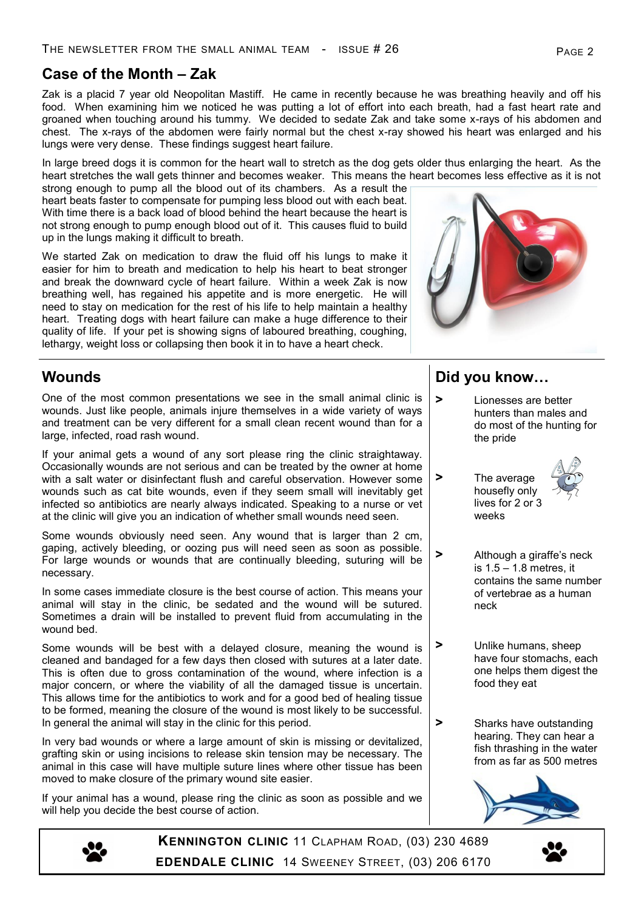## Case of the Month – Zak

Zak is a placid 7 year old Neopolitan Mastiff. He came in recently because he was breathing heavily and off his food. When examining him we noticed he was putting a lot of effort into each breath, had a fast heart rate and groaned when touching around his tummy. We decided to sedate Zak and take some x-rays of his abdomen and chest. The x-rays of the abdomen were fairly normal but the chest x-ray showed his heart was enlarged and his lungs were very dense. These findings suggest heart failure.

In large breed dogs it is common for the heart wall to stretch as the dog gets older thus enlarging the heart. As the heart stretches the wall gets thinner and becomes weaker. This means the heart becomes less effective as it is not strong enough to pump all the blood out of its chambers. As a result the heart beats faster to compensate for pumping less blood out with each beat. With time there is a back load of blood behind the heart because the heart is not strong enough to pump enough blood out of it. This causes fluid to build up in the lungs making it difficult to breath.

We started Zak on medication to draw the fluid off his lungs to make it easier for him to breath and medication to help his heart to beat stronger and break the downward cycle of heart failure. Within a week Zak is now breathing well, has regained his appetite and is more energetic. He will need to stay on medication for the rest of his life to help maintain a healthy heart. Treating dogs with heart failure can make a huge difference to their quality of life. If your pet is showing signs of laboured breathing, coughing, lethargy, weight loss or collapsing then book it in to have a heart check.

## Wounds

One of the most common presentations we see in the small animal clinic is wounds. Just like people, animals injure themselves in a wide variety of ways and treatment can be very different for a small clean recent wound than for a large, infected, road rash wound.

If your animal gets a wound of any sort please ring the clinic straightaway. Occasionally wounds are not serious and can be treated by the owner at home with a salt water or disinfectant flush and careful observation. However some wounds such as cat bite wounds, even if they seem small will inevitably get infected so antibiotics are nearly always indicated. Speaking to a nurse or vet at the clinic will give you an indication of whether small wounds need seen.

Some wounds obviously need seen. Any wound that is larger than 2 cm, gaping, actively bleeding, or oozing pus will need seen as soon as possible. For large wounds or wounds that are continually bleeding, suturing will be necessary.

In some cases immediate closure is the best course of action. This means your animal will stay in the clinic, be sedated and the wound will be sutured. Sometimes a drain will be installed to prevent fluid from accumulating in the wound bed.

Some wounds will be best with a delayed closure, meaning the wound is cleaned and bandaged for a few days then closed with sutures at a later date. This is often due to gross contamination of the wound, where infection is a major concern, or where the viability of all the damaged tissue is uncertain. This allows time for the antibiotics to work and for a good bed of healing tissue to be formed, meaning the closure of the wound is most likely to be successful. In general the animal will stay in the clinic for this period.

In very bad wounds or where a large amount of skin is missing or devitalized, grafting skin or using incisions to release skin tension may be necessary. The animal in this case will have multiple suture lines where other tissue has been moved to make closure of the primary wound site easier.

If your animal has a wound, please ring the clinic as soon as possible and we will help you decide the best course of action.

## Did you know…

> Lionesses are better hunters than males and do most of the hunting for the pride

> The average housefly only lives for 2 or 3 weeks

> Although a giraffe's neck is 1.5 – 1.8 metres, it contains the same number of vertebrae as a human neck

> Unlike humans, sheep have four stomachs, each one helps them digest the food they eat

> Sharks have outstanding hearing. They can hear a fish thrashing in the water from as far as 500 metres

**KENNINGTON CLINIC** 11 CLAPHAM ROAD, (03) 230 4689
**EDENDALE CLINIC** 14 SWEENEY STREET, (03) 206 6170